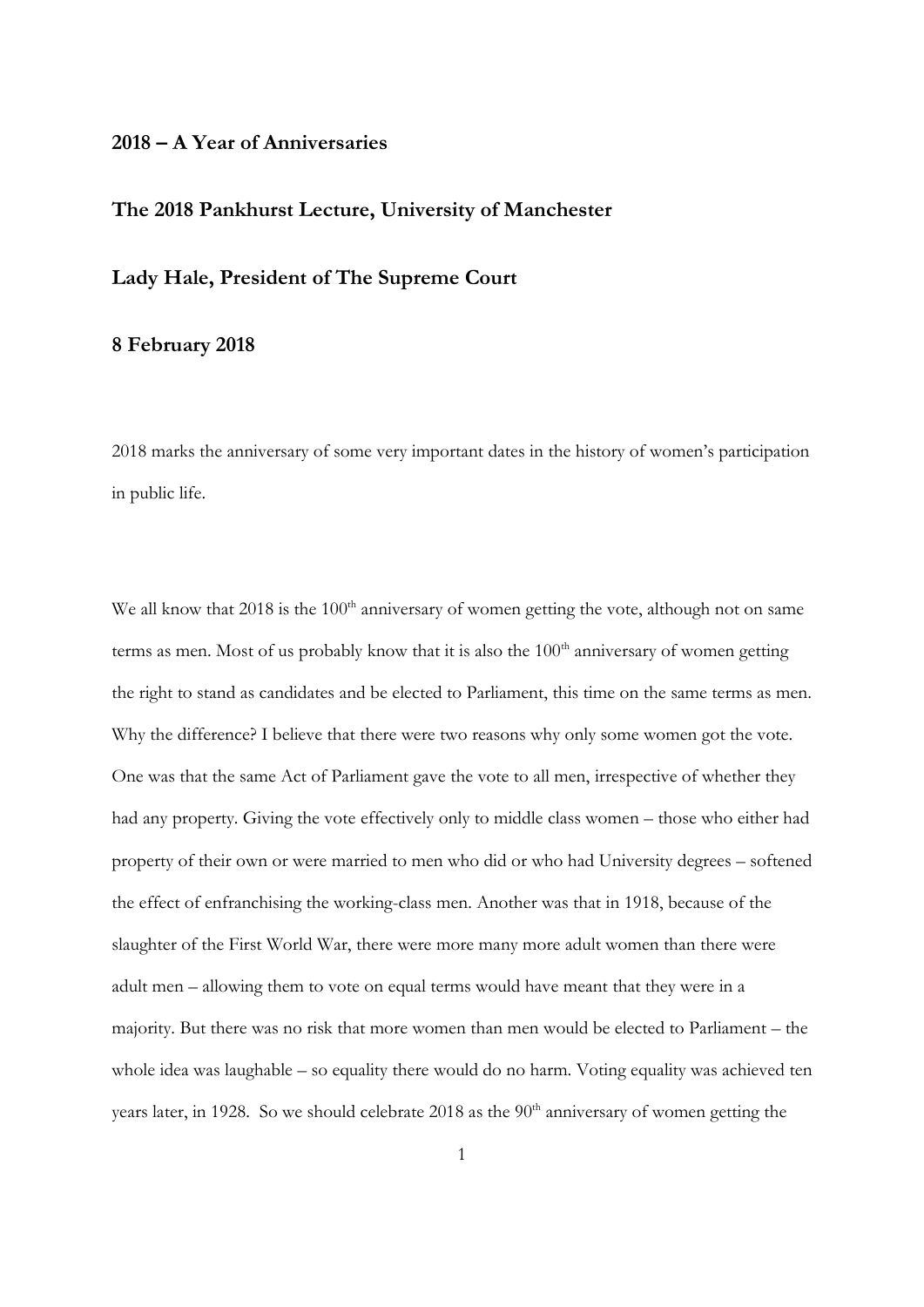**2018 – A Year of Anniversaries**

**The 2018 Pankhurst Lecture, University of Manchester**

**Lady Hale, President of The Supreme Court**

**8 February 2018**

2018 marks the anniversary of some very important dates in the history of women's participation in public life.

We all know that 2018 is the 100th anniversary of women getting the vote, although not on same terms as men. Most of us probably know that it is also the 100th anniversary of women getting the right to stand as candidates and be elected to Parliament, this time on the same terms as men. Why the difference? I believe that there were two reasons why only some women got the vote. One was that the same Act of Parliament gave the vote to all men, irrespective of whether they had any property. Giving the vote effectively only to middle class women – those who either had property of their own or were married to men who did or who had University degrees – softened the effect of enfranchising the working-class men. Another was that in 1918, because of the slaughter of the First World War, there were more many more adult women than there were adult men – allowing them to vote on equal terms would have meant that they were in a majority. But there was no risk that more women than men would be elected to Parliament – the whole idea was laughable – so equality there would do no harm. Voting equality was achieved ten years later, in 1928. So we should celebrate 2018 as the 90th anniversary of women getting the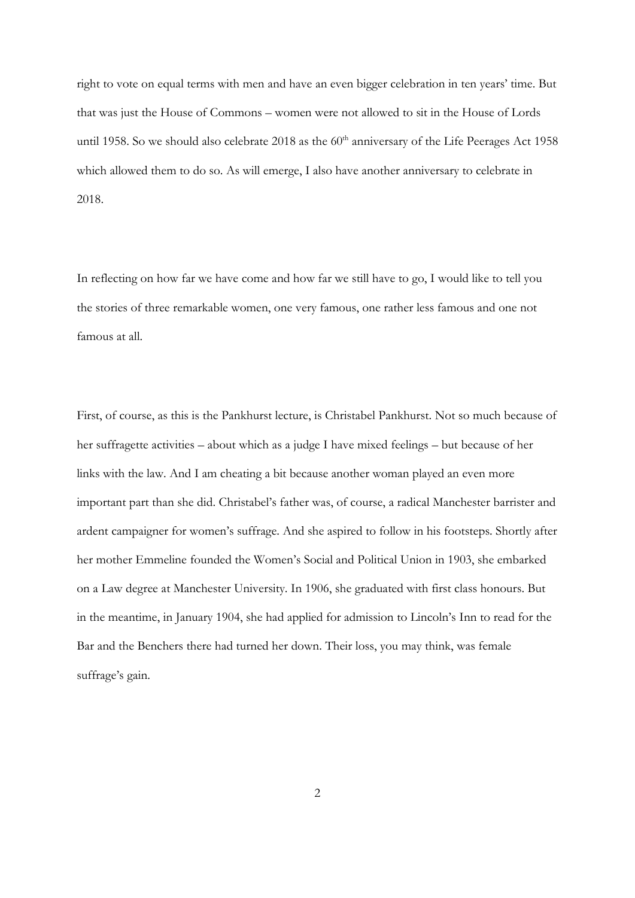right to vote on equal terms with men and have an even bigger celebration in ten years' time. But that was just the House of Commons – women were not allowed to sit in the House of Lords until 1958. So we should also celebrate 2018 as the 60th anniversary of the Life Peerages Act 1958 which allowed them to do so. As will emerge, I also have another anniversary to celebrate in 2018.

In reflecting on how far we have come and how far we still have to go, I would like to tell you the stories of three remarkable women, one very famous, one rather less famous and one not famous at all.

First, of course, as this is the Pankhurst lecture, is Christabel Pankhurst. Not so much because of her suffragette activities – about which as a judge I have mixed feelings – but because of her links with the law. And I am cheating a bit because another woman played an even more important part than she did. Christabel's father was, of course, a radical Manchester barrister and ardent campaigner for women's suffrage. And she aspired to follow in his footsteps. Shortly after her mother Emmeline founded the Women's Social and Political Union in 1903, she embarked on a Law degree at Manchester University. In 1906, she graduated with first class honours. But in the meantime, in January 1904, she had applied for admission to Lincoln's Inn to read for the Bar and the Benchers there had turned her down. Their loss, you may think, was female suffrage's gain.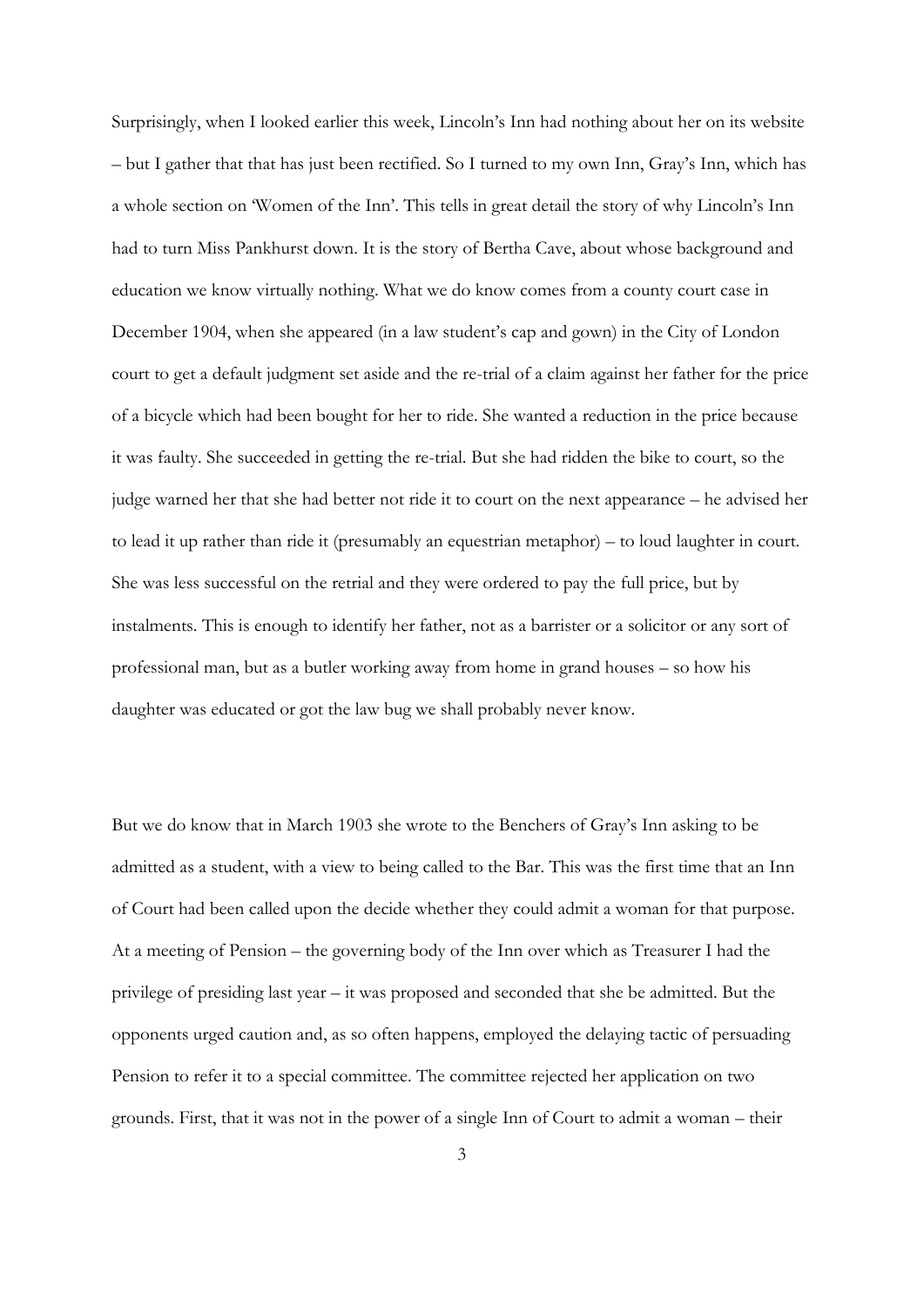Surprisingly, when I looked earlier this week, Lincoln's Inn had nothing about her on its website – but I gather that that has just been rectified. So I turned to my own Inn, Gray's Inn, which has a whole section on 'Women of the Inn'. This tells in great detail the story of why Lincoln's Inn had to turn Miss Pankhurst down. It is the story of Bertha Cave, about whose background and education we know virtually nothing. What we do know comes from a county court case in December 1904, when she appeared (in a law student's cap and gown) in the City of London court to get a default judgment set aside and the re-trial of a claim against her father for the price of a bicycle which had been bought for her to ride. She wanted a reduction in the price because it was faulty. She succeeded in getting the re-trial. But she had ridden the bike to court, so the judge warned her that she had better not ride it to court on the next appearance – he advised her to lead it up rather than ride it (presumably an equestrian metaphor) – to loud laughter in court. She was less successful on the retrial and they were ordered to pay the full price, but by instalments. This is enough to identify her father, not as a barrister or a solicitor or any sort of professional man, but as a butler working away from home in grand houses – so how his daughter was educated or got the law bug we shall probably never know.

But we do know that in March 1903 she wrote to the Benchers of Gray's Inn asking to be admitted as a student, with a view to being called to the Bar. This was the first time that an Inn of Court had been called upon the decide whether they could admit a woman for that purpose. At a meeting of Pension – the governing body of the Inn over which as Treasurer I had the privilege of presiding last year – it was proposed and seconded that she be admitted. But the opponents urged caution and, as so often happens, employed the delaying tactic of persuading Pension to refer it to a special committee. The committee rejected her application on two grounds. First, that it was not in the power of a single Inn of Court to admit a woman – their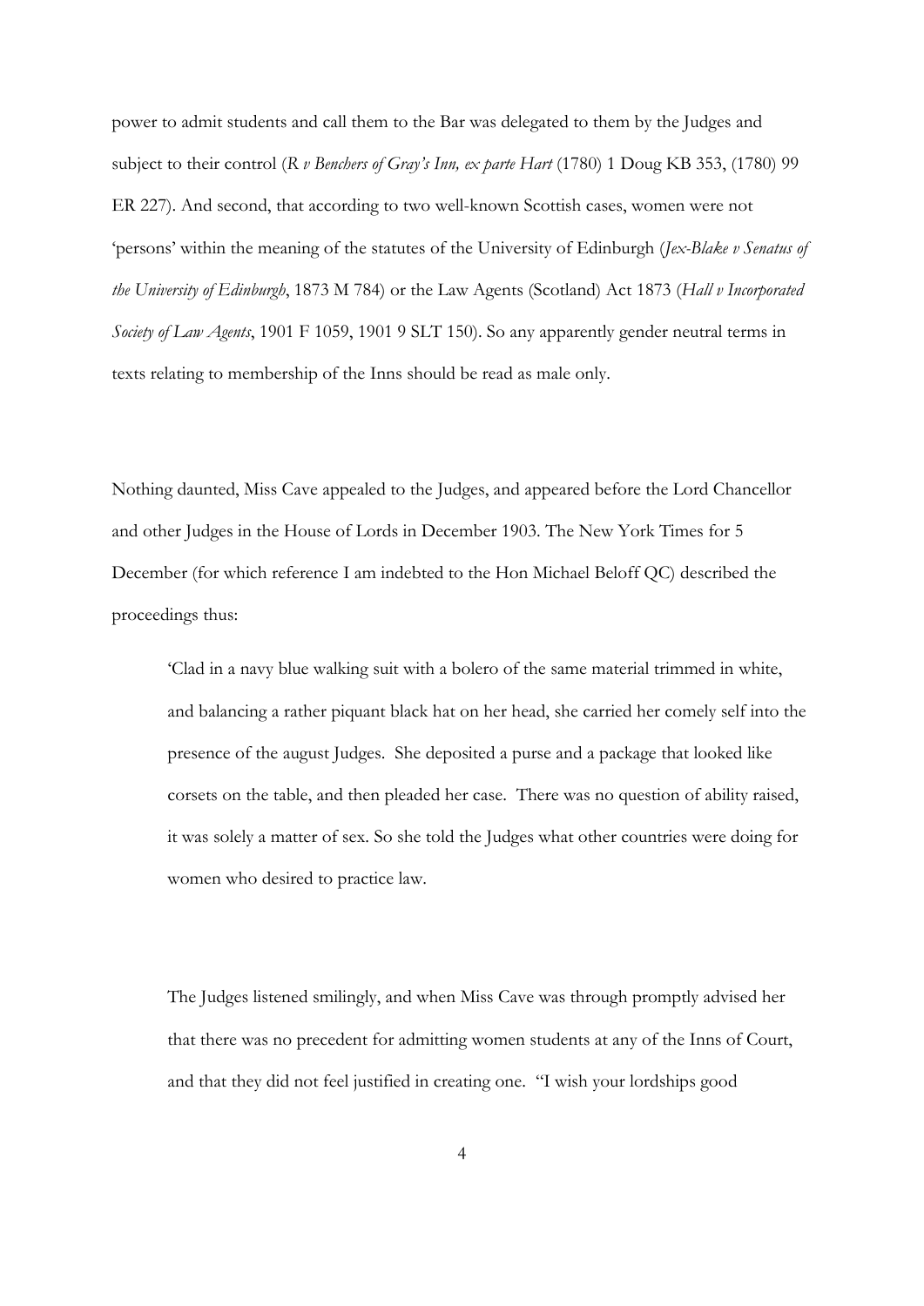power to admit students and call them to the Bar was delegated to them by the Judges and subject to their control (*R v Benchers of Gray's Inn, ex parte Hart* (1780) 1 Doug KB 353, (1780) 99 ER 227). And second, that according to two well-known Scottish cases, women were not 'persons' within the meaning of the statutes of the University of Edinburgh (*Jex-Blake v Senatus of the University of Edinburgh*, 1873 M 784) or the Law Agents (Scotland) Act 1873 (*Hall v Incorporated Society of Law Agents*, 1901 F 1059, 1901 9 SLT 150). So any apparently gender neutral terms in texts relating to membership of the Inns should be read as male only.

Nothing daunted, Miss Cave appealed to the Judges, and appeared before the Lord Chancellor and other Judges in the House of Lords in December 1903. The New York Times for 5 December (for which reference I am indebted to the Hon Michael Beloff QC) described the proceedings thus:

> 'Clad in a navy blue walking suit with a bolero of the same material trimmed in white, and balancing a rather piquant black hat on her head, she carried her comely self into the presence of the august Judges. She deposited a purse and a package that looked like corsets on the table, and then pleaded her case. There was no question of ability raised, it was solely a matter of sex. So she told the Judges what other countries were doing for women who desired to practice law.
>
> The Judges listened smilingly, and when Miss Cave was through promptly advised her that there was no precedent for admitting women students at any of the Inns of Court, and that they did not feel justified in creating one. "I wish your lordships good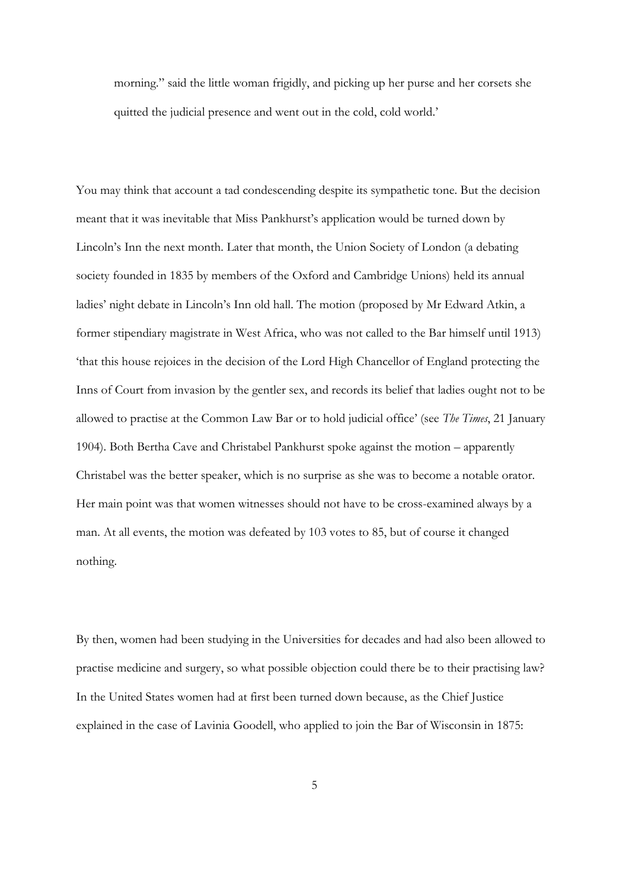morning." said the little woman frigidly, and picking up her purse and her corsets she quitted the judicial presence and went out in the cold, cold world.'

You may think that account a tad condescending despite its sympathetic tone. But the decision meant that it was inevitable that Miss Pankhurst's application would be turned down by Lincoln's Inn the next month. Later that month, the Union Society of London (a debating society founded in 1835 by members of the Oxford and Cambridge Unions) held its annual ladies' night debate in Lincoln's Inn old hall. The motion (proposed by Mr Edward Atkin, a former stipendiary magistrate in West Africa, who was not called to the Bar himself until 1913) 'that this house rejoices in the decision of the Lord High Chancellor of England protecting the Inns of Court from invasion by the gentler sex, and records its belief that ladies ought not to be allowed to practise at the Common Law Bar or to hold judicial office' (see *The Times*, 21 January 1904). Both Bertha Cave and Christabel Pankhurst spoke against the motion – apparently Christabel was the better speaker, which is no surprise as she was to become a notable orator. Her main point was that women witnesses should not have to be cross-examined always by a man. At all events, the motion was defeated by 103 votes to 85, but of course it changed nothing.

By then, women had been studying in the Universities for decades and had also been allowed to practise medicine and surgery, so what possible objection could there be to their practising law? In the United States women had at first been turned down because, as the Chief Justice explained in the case of Lavinia Goodell, who applied to join the Bar of Wisconsin in 1875: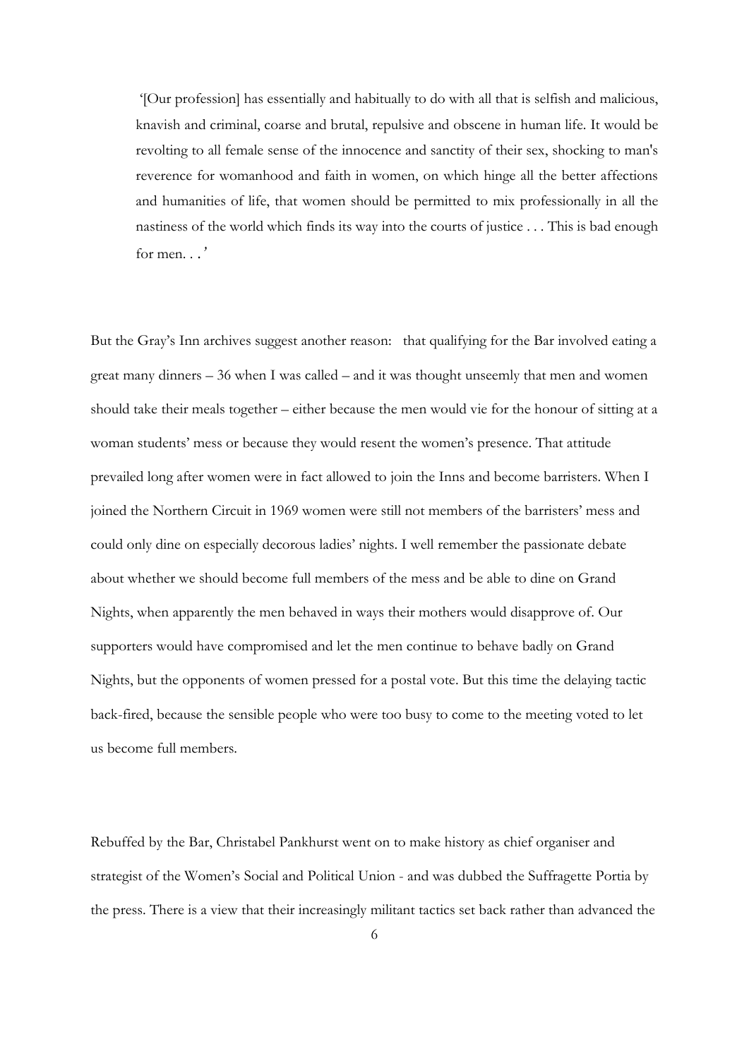> '[Our profession] has essentially and habitually to do with all that is selfish and malicious, knavish and criminal, coarse and brutal, repulsive and obscene in human life. It would be revolting to all female sense of the innocence and sanctity of their sex, shocking to man's reverence for womanhood and faith in women, on which hinge all the better affections and humanities of life, that women should be permitted to mix professionally in all the nastiness of the world which finds its way into the courts of justice . . . This is bad enough for men. . .'

But the Gray's Inn archives suggest another reason: that qualifying for the Bar involved eating a great many dinners – 36 when I was called – and it was thought unseemly that men and women should take their meals together – either because the men would vie for the honour of sitting at a woman students' mess or because they would resent the women's presence. That attitude prevailed long after women were in fact allowed to join the Inns and become barristers. When I joined the Northern Circuit in 1969 women were still not members of the barristers' mess and could only dine on especially decorous ladies' nights. I well remember the passionate debate about whether we should become full members of the mess and be able to dine on Grand Nights, when apparently the men behaved in ways their mothers would disapprove of. Our supporters would have compromised and let the men continue to behave badly on Grand Nights, but the opponents of women pressed for a postal vote. But this time the delaying tactic back-fired, because the sensible people who were too busy to come to the meeting voted to let us become full members.

Rebuffed by the Bar, Christabel Pankhurst went on to make history as chief organiser and strategist of the Women's Social and Political Union - and was dubbed the Suffragette Portia by the press. There is a view that their increasingly militant tactics set back rather than advanced the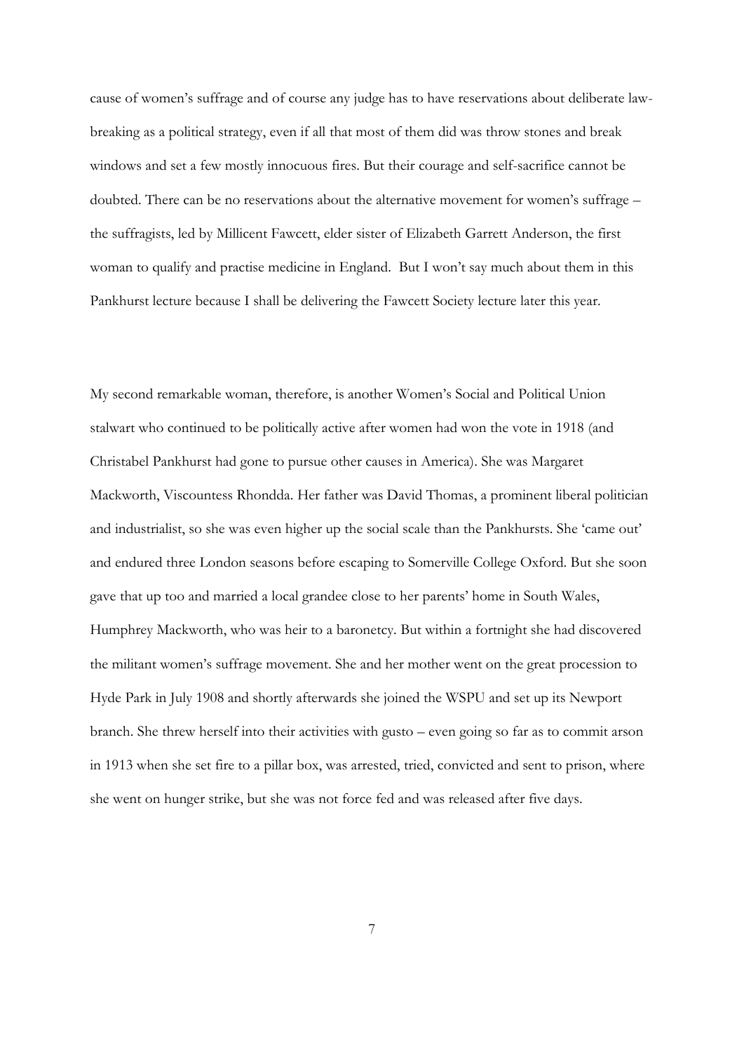cause of women's suffrage and of course any judge has to have reservations about deliberate law-breaking as a political strategy, even if all that most of them did was throw stones and break windows and set a few mostly innocuous fires. But their courage and self-sacrifice cannot be doubted. There can be no reservations about the alternative movement for women's suffrage – the suffragists, led by Millicent Fawcett, elder sister of Elizabeth Garrett Anderson, the first woman to qualify and practise medicine in England. But I won't say much about them in this Pankhurst lecture because I shall be delivering the Fawcett Society lecture later this year.

My second remarkable woman, therefore, is another Women's Social and Political Union stalwart who continued to be politically active after women had won the vote in 1918 (and Christabel Pankhurst had gone to pursue other causes in America). She was Margaret Mackworth, Viscountess Rhondda. Her father was David Thomas, a prominent liberal politician and industrialist, so she was even higher up the social scale than the Pankhursts. She 'came out' and endured three London seasons before escaping to Somerville College Oxford. But she soon gave that up too and married a local grandee close to her parents' home in South Wales, Humphrey Mackworth, who was heir to a baronetcy. But within a fortnight she had discovered the militant women's suffrage movement. She and her mother went on the great procession to Hyde Park in July 1908 and shortly afterwards she joined the WSPU and set up its Newport branch. She threw herself into their activities with gusto – even going so far as to commit arson in 1913 when she set fire to a pillar box, was arrested, tried, convicted and sent to prison, where she went on hunger strike, but she was not force fed and was released after five days.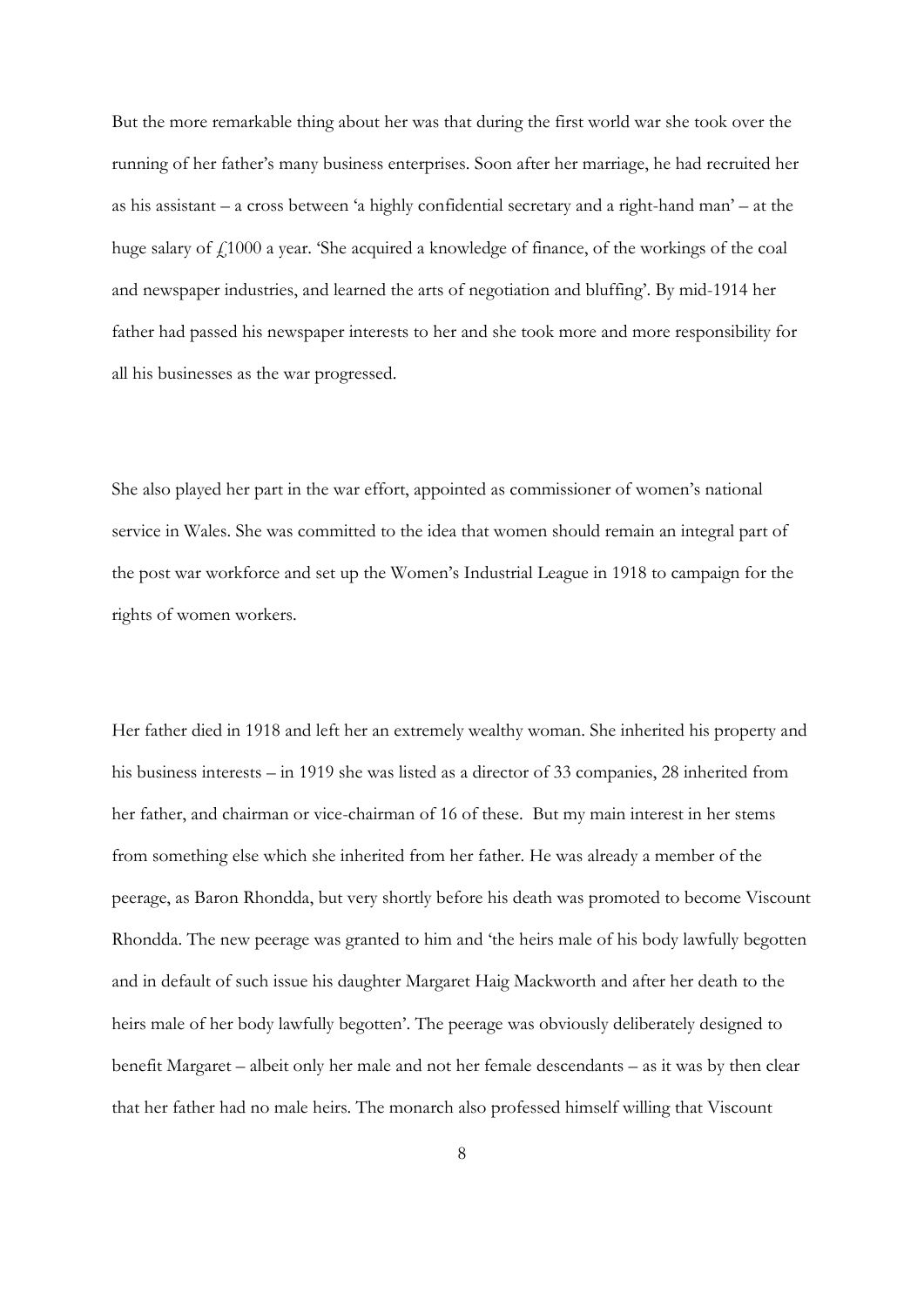But the more remarkable thing about her was that during the first world war she took over the running of her father's many business enterprises. Soon after her marriage, he had recruited her as his assistant – a cross between 'a highly confidential secretary and a right-hand man' – at the huge salary of £1000 a year. 'She acquired a knowledge of finance, of the workings of the coal and newspaper industries, and learned the arts of negotiation and bluffing'. By mid-1914 her father had passed his newspaper interests to her and she took more and more responsibility for all his businesses as the war progressed.

She also played her part in the war effort, appointed as commissioner of women's national service in Wales. She was committed to the idea that women should remain an integral part of the post war workforce and set up the Women's Industrial League in 1918 to campaign for the rights of women workers.

Her father died in 1918 and left her an extremely wealthy woman. She inherited his property and his business interests – in 1919 she was listed as a director of 33 companies, 28 inherited from her father, and chairman or vice-chairman of 16 of these. But my main interest in her stems from something else which she inherited from her father. He was already a member of the peerage, as Baron Rhondda, but very shortly before his death was promoted to become Viscount Rhondda. The new peerage was granted to him and 'the heirs male of his body lawfully begotten and in default of such issue his daughter Margaret Haig Mackworth and after her death to the heirs male of her body lawfully begotten'. The peerage was obviously deliberately designed to benefit Margaret – albeit only her male and not her female descendants – as it was by then clear that her father had no male heirs. The monarch also professed himself willing that Viscount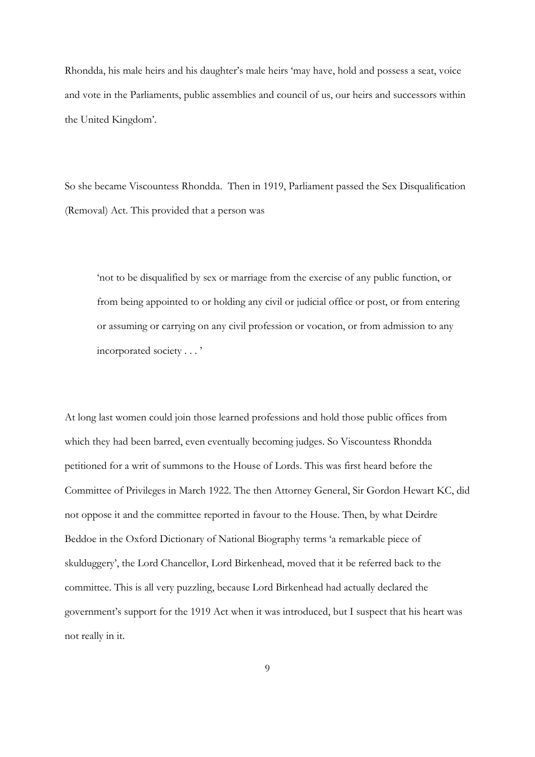Rhondda, his male heirs and his daughter's male heirs 'may have, hold and possess a seat, voice and vote in the Parliaments, public assemblies and council of us, our heirs and successors within the United Kingdom'.

So she became Viscountess Rhondda. Then in 1919, Parliament passed the Sex Disqualification (Removal) Act. This provided that a person was

> 'not to be disqualified by sex or marriage from the exercise of any public function, or from being appointed to or holding any civil or judicial office or post, or from entering or assuming or carrying on any civil profession or vocation, or from admission to any incorporated society . . . '

At long last women could join those learned professions and hold those public offices from which they had been barred, even eventually becoming judges. So Viscountess Rhondda petitioned for a writ of summons to the House of Lords. This was first heard before the Committee of Privileges in March 1922. The then Attorney General, Sir Gordon Hewart KC, did not oppose it and the committee reported in favour to the House. Then, by what Deirdre Beddoe in the Oxford Dictionary of National Biography terms 'a remarkable piece of skulduggery', the Lord Chancellor, Lord Birkenhead, moved that it be referred back to the committee. This is all very puzzling, because Lord Birkenhead had actually declared the government's support for the 1919 Act when it was introduced, but I suspect that his heart was not really in it.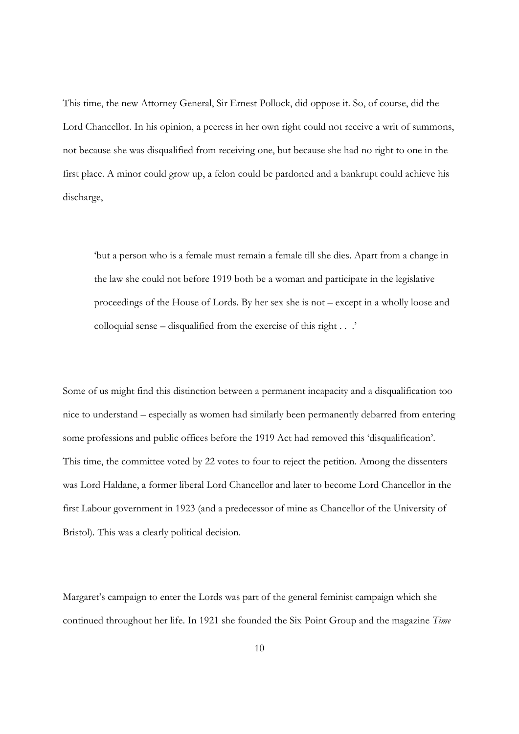This time, the new Attorney General, Sir Ernest Pollock, did oppose it. So, of course, did the Lord Chancellor. In his opinion, a peeress in her own right could not receive a writ of summons, not because she was disqualified from receiving one, but because she had no right to one in the first place. A minor could grow up, a felon could be pardoned and a bankrupt could achieve his discharge,

> 'but a person who is a female must remain a female till she dies. Apart from a change in the law she could not before 1919 both be a woman and participate in the legislative proceedings of the House of Lords. By her sex she is not – except in a wholly loose and colloquial sense – disqualified from the exercise of this right . . .'

Some of us might find this distinction between a permanent incapacity and a disqualification too nice to understand – especially as women had similarly been permanently debarred from entering some professions and public offices before the 1919 Act had removed this 'disqualification'. This time, the committee voted by 22 votes to four to reject the petition. Among the dissenters was Lord Haldane, a former liberal Lord Chancellor and later to become Lord Chancellor in the first Labour government in 1923 (and a predecessor of mine as Chancellor of the University of Bristol). This was a clearly political decision.

Margaret's campaign to enter the Lords was part of the general feminist campaign which she continued throughout her life. In 1921 she founded the Six Point Group and the magazine *Time*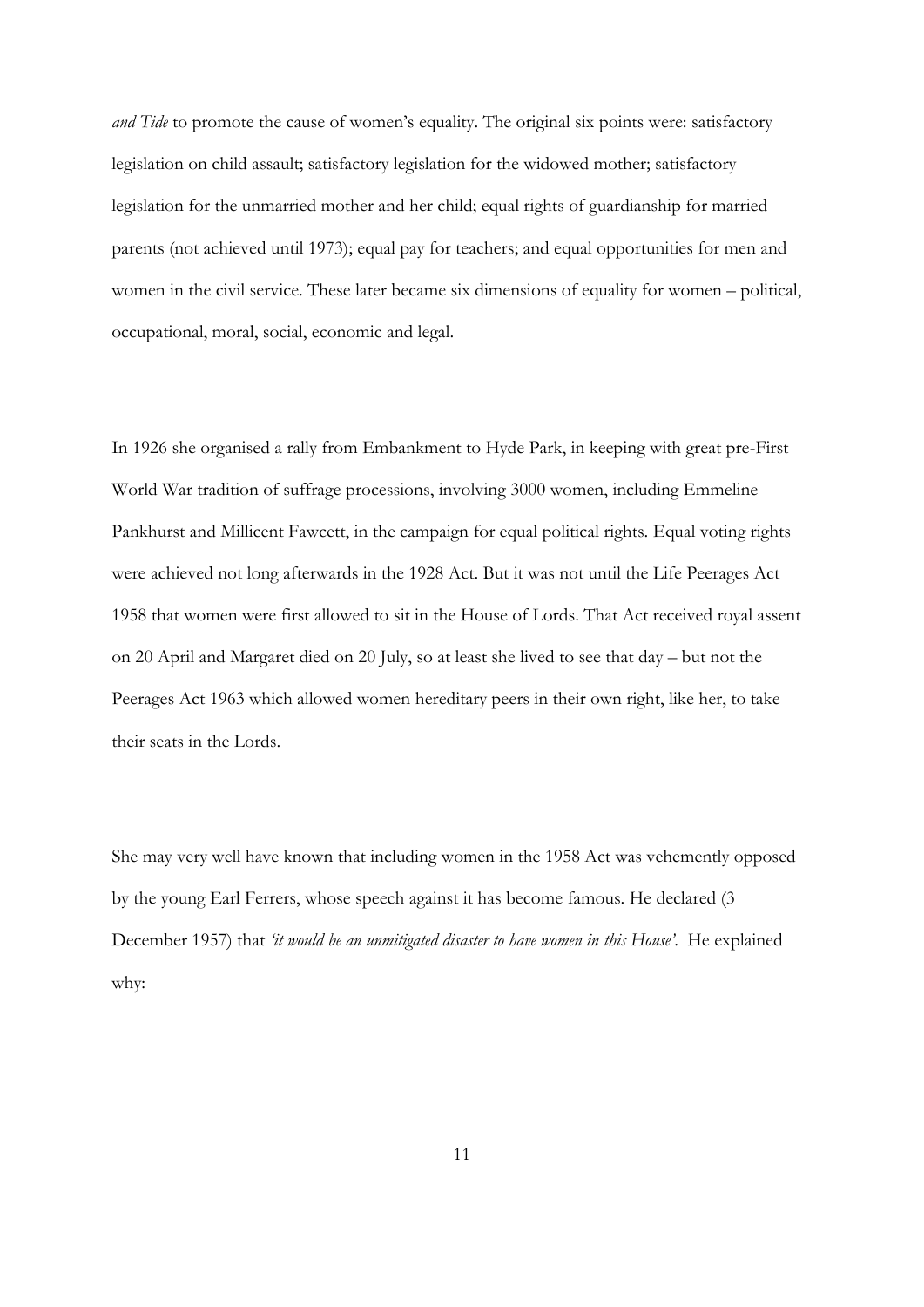*and Tide* to promote the cause of women's equality. The original six points were: satisfactory legislation on child assault; satisfactory legislation for the widowed mother; satisfactory legislation for the unmarried mother and her child; equal rights of guardianship for married parents (not achieved until 1973); equal pay for teachers; and equal opportunities for men and women in the civil service. These later became six dimensions of equality for women – political, occupational, moral, social, economic and legal.

In 1926 she organised a rally from Embankment to Hyde Park, in keeping with great pre-First World War tradition of suffrage processions, involving 3000 women, including Emmeline Pankhurst and Millicent Fawcett, in the campaign for equal political rights. Equal voting rights were achieved not long afterwards in the 1928 Act. But it was not until the Life Peerages Act 1958 that women were first allowed to sit in the House of Lords. That Act received royal assent on 20 April and Margaret died on 20 July, so at least she lived to see that day – but not the Peerages Act 1963 which allowed women hereditary peers in their own right, like her, to take their seats in the Lords.

She may very well have known that including women in the 1958 Act was vehemently opposed by the young Earl Ferrers, whose speech against it has become famous. He declared (3 December 1957) that *'it would be an unmitigated disaster to have women in this House'*. He explained why: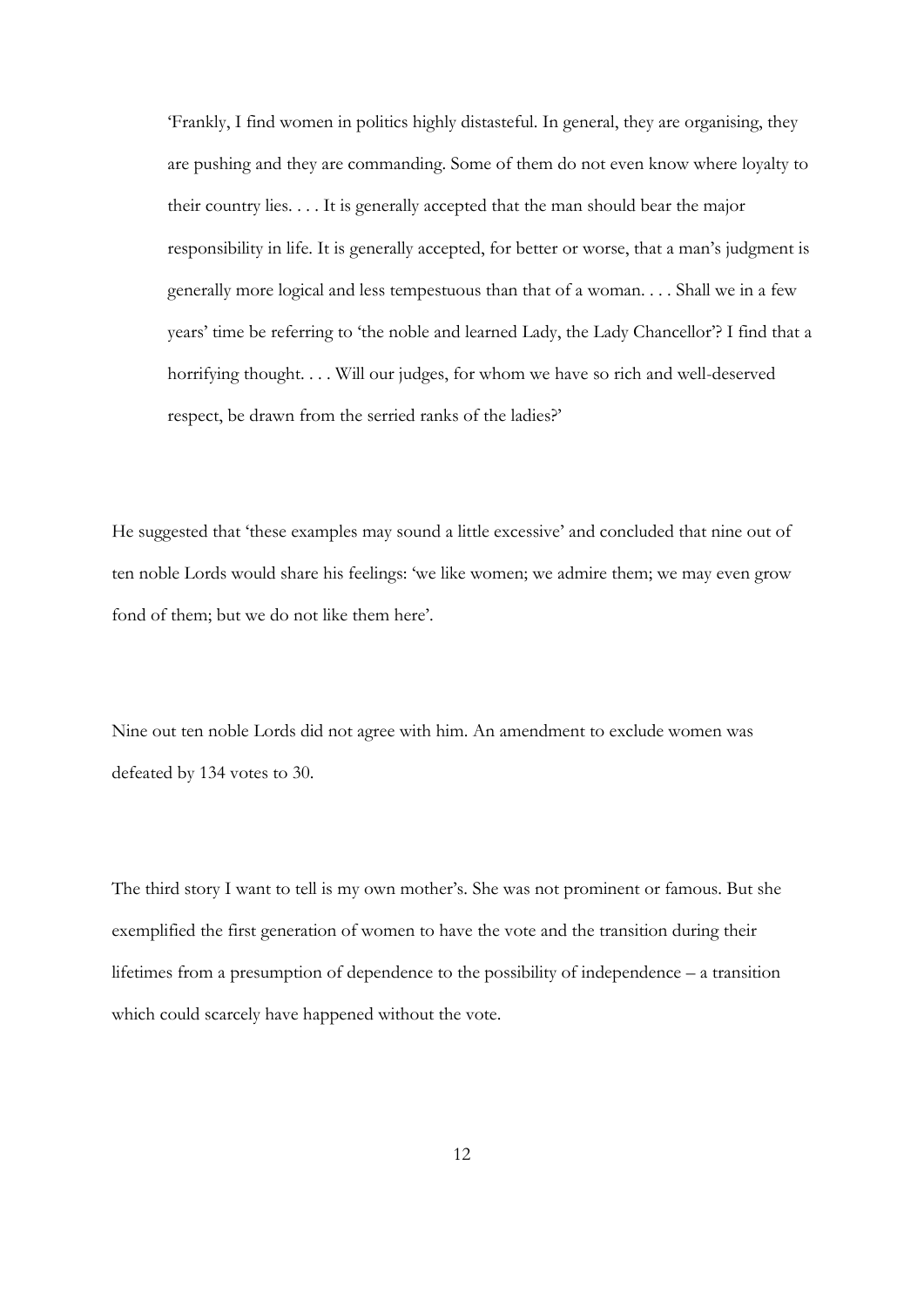> 'Frankly, I find women in politics highly distasteful. In general, they are organising, they are pushing and they are commanding. Some of them do not even know where loyalty to their country lies. . . . It is generally accepted that the man should bear the major responsibility in life. It is generally accepted, for better or worse, that a man's judgment is generally more logical and less tempestuous than that of a woman. . . . Shall we in a few years' time be referring to 'the noble and learned Lady, the Lady Chancellor'? I find that a horrifying thought. . . . Will our judges, for whom we have so rich and well-deserved respect, be drawn from the serried ranks of the ladies?'

He suggested that 'these examples may sound a little excessive' and concluded that nine out of ten noble Lords would share his feelings: 'we like women; we admire them; we may even grow fond of them; but we do not like them here'.

Nine out ten noble Lords did not agree with him. An amendment to exclude women was defeated by 134 votes to 30.

The third story I want to tell is my own mother's. She was not prominent or famous. But she exemplified the first generation of women to have the vote and the transition during their lifetimes from a presumption of dependence to the possibility of independence – a transition which could scarcely have happened without the vote.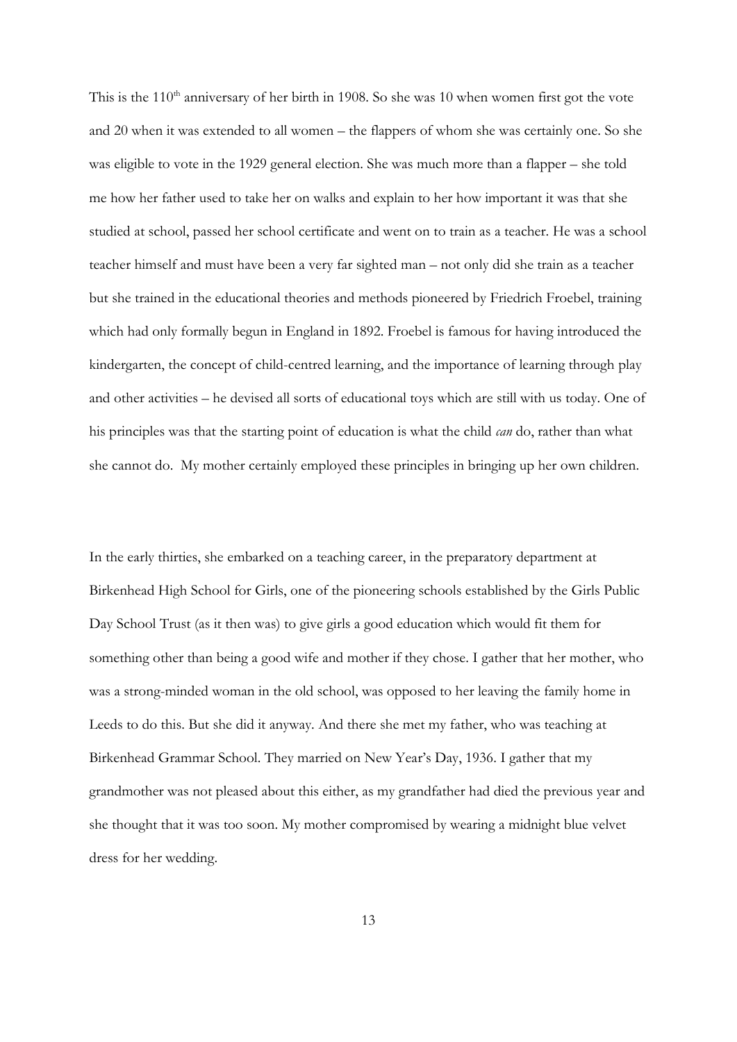This is the 110th anniversary of her birth in 1908. So she was 10 when women first got the vote and 20 when it was extended to all women – the flappers of whom she was certainly one. So she was eligible to vote in the 1929 general election. She was much more than a flapper – she told me how her father used to take her on walks and explain to her how important it was that she studied at school, passed her school certificate and went on to train as a teacher. He was a school teacher himself and must have been a very far sighted man – not only did she train as a teacher but she trained in the educational theories and methods pioneered by Friedrich Froebel, training which had only formally begun in England in 1892. Froebel is famous for having introduced the kindergarten, the concept of child-centred learning, and the importance of learning through play and other activities – he devised all sorts of educational toys which are still with us today. One of his principles was that the starting point of education is what the child *can* do, rather than what she cannot do. My mother certainly employed these principles in bringing up her own children.

In the early thirties, she embarked on a teaching career, in the preparatory department at Birkenhead High School for Girls, one of the pioneering schools established by the Girls Public Day School Trust (as it then was) to give girls a good education which would fit them for something other than being a good wife and mother if they chose. I gather that her mother, who was a strong-minded woman in the old school, was opposed to her leaving the family home in Leeds to do this. But she did it anyway. And there she met my father, who was teaching at Birkenhead Grammar School. They married on New Year's Day, 1936. I gather that my grandmother was not pleased about this either, as my grandfather had died the previous year and she thought that it was too soon. My mother compromised by wearing a midnight blue velvet dress for her wedding.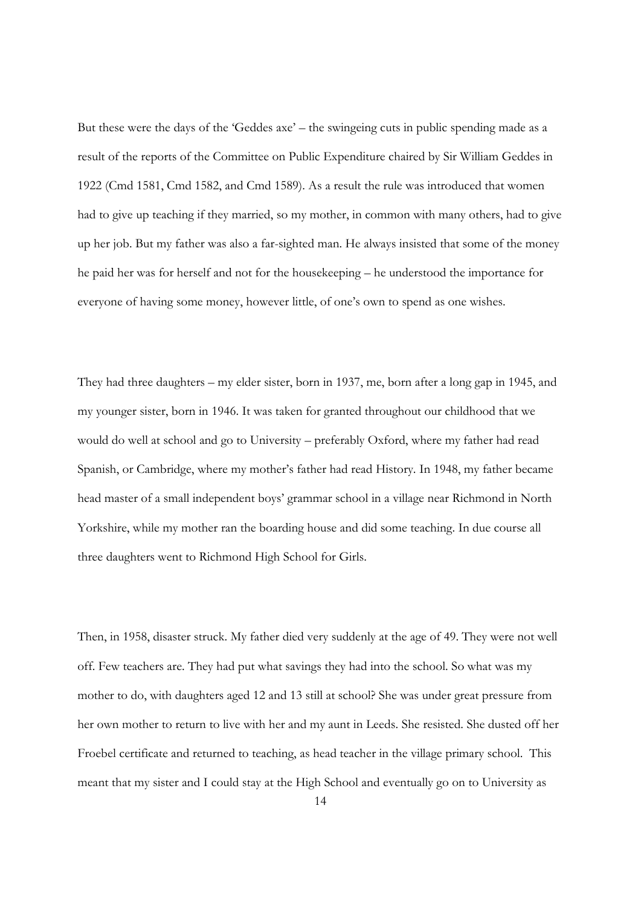But these were the days of the 'Geddes axe' – the swingeing cuts in public spending made as a result of the reports of the Committee on Public Expenditure chaired by Sir William Geddes in 1922 (Cmd 1581, Cmd 1582, and Cmd 1589). As a result the rule was introduced that women had to give up teaching if they married, so my mother, in common with many others, had to give up her job. But my father was also a far-sighted man. He always insisted that some of the money he paid her was for herself and not for the housekeeping – he understood the importance for everyone of having some money, however little, of one's own to spend as one wishes.

They had three daughters – my elder sister, born in 1937, me, born after a long gap in 1945, and my younger sister, born in 1946. It was taken for granted throughout our childhood that we would do well at school and go to University – preferably Oxford, where my father had read Spanish, or Cambridge, where my mother's father had read History. In 1948, my father became head master of a small independent boys' grammar school in a village near Richmond in North Yorkshire, while my mother ran the boarding house and did some teaching. In due course all three daughters went to Richmond High School for Girls.

Then, in 1958, disaster struck. My father died very suddenly at the age of 49. They were not well off. Few teachers are. They had put what savings they had into the school. So what was my mother to do, with daughters aged 12 and 13 still at school? She was under great pressure from her own mother to return to live with her and my aunt in Leeds. She resisted. She dusted off her Froebel certificate and returned to teaching, as head teacher in the village primary school. This meant that my sister and I could stay at the High School and eventually go on to University as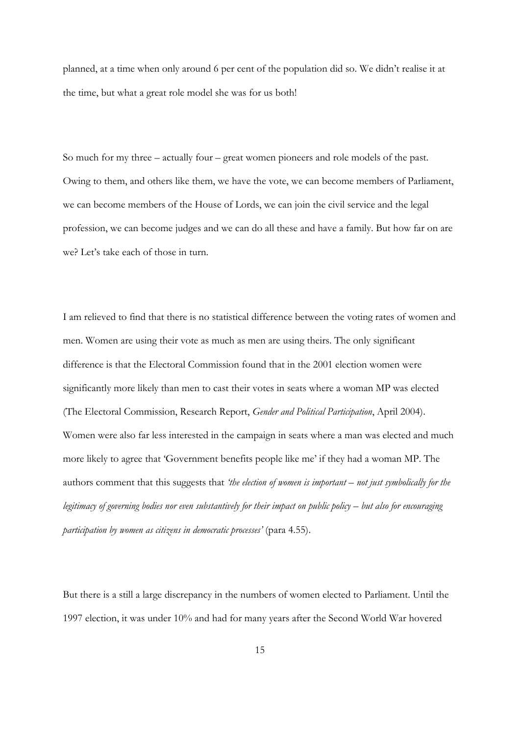planned, at a time when only around 6 per cent of the population did so. We didn't realise it at the time, but what a great role model she was for us both!

So much for my three – actually four – great women pioneers and role models of the past. Owing to them, and others like them, we have the vote, we can become members of Parliament, we can become members of the House of Lords, we can join the civil service and the legal profession, we can become judges and we can do all these and have a family. But how far on are we? Let's take each of those in turn.

I am relieved to find that there is no statistical difference between the voting rates of women and men. Women are using their vote as much as men are using theirs. The only significant difference is that the Electoral Commission found that in the 2001 election women were significantly more likely than men to cast their votes in seats where a woman MP was elected (The Electoral Commission, Research Report, *Gender and Political Participation*, April 2004). Women were also far less interested in the campaign in seats where a man was elected and much more likely to agree that 'Government benefits people like me' if they had a woman MP. The authors comment that this suggests that *'the election of women is important – not just symbolically for the legitimacy of governing bodies nor even substantively for their impact on public policy – but also for encouraging participation by women as citizens in democratic processes'* (para 4.55).

But there is a still a large discrepancy in the numbers of women elected to Parliament. Until the 1997 election, it was under 10% and had for many years after the Second World War hovered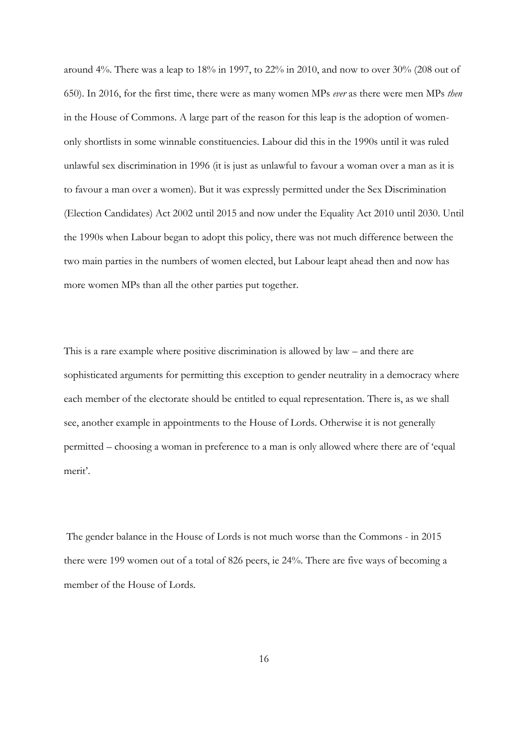around 4%. There was a leap to 18% in 1997, to 22% in 2010, and now to over 30% (208 out of 650). In 2016, for the first time, there were as many women MPs *ever* as there were men MPs *then* in the House of Commons. A large part of the reason for this leap is the adoption of women-only shortlists in some winnable constituencies. Labour did this in the 1990s until it was ruled unlawful sex discrimination in 1996 (it is just as unlawful to favour a woman over a man as it is to favour a man over a women). But it was expressly permitted under the Sex Discrimination (Election Candidates) Act 2002 until 2015 and now under the Equality Act 2010 until 2030. Until the 1990s when Labour began to adopt this policy, there was not much difference between the two main parties in the numbers of women elected, but Labour leapt ahead then and now has more women MPs than all the other parties put together.

This is a rare example where positive discrimination is allowed by law – and there are sophisticated arguments for permitting this exception to gender neutrality in a democracy where each member of the electorate should be entitled to equal representation. There is, as we shall see, another example in appointments to the House of Lords. Otherwise it is not generally permitted – choosing a woman in preference to a man is only allowed where there are of 'equal merit'.

The gender balance in the House of Lords is not much worse than the Commons - in 2015 there were 199 women out of a total of 826 peers, ie 24%. There are five ways of becoming a member of the House of Lords.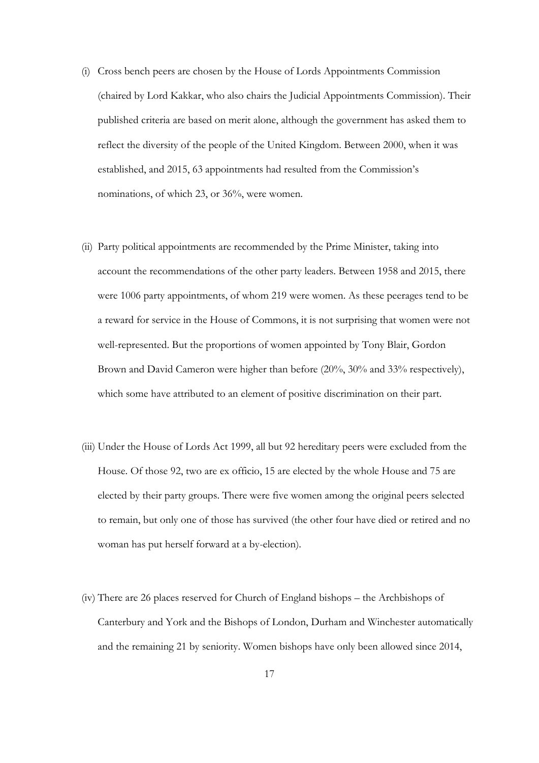(i) Cross bench peers are chosen by the House of Lords Appointments Commission (chaired by Lord Kakkar, who also chairs the Judicial Appointments Commission). Their published criteria are based on merit alone, although the government has asked them to reflect the diversity of the people of the United Kingdom. Between 2000, when it was established, and 2015, 63 appointments had resulted from the Commission's nominations, of which 23, or 36%, were women.

(ii) Party political appointments are recommended by the Prime Minister, taking into account the recommendations of the other party leaders. Between 1958 and 2015, there were 1006 party appointments, of whom 219 were women. As these peerages tend to be a reward for service in the House of Commons, it is not surprising that women were not well-represented. But the proportions of women appointed by Tony Blair, Gordon Brown and David Cameron were higher than before (20%, 30% and 33% respectively), which some have attributed to an element of positive discrimination on their part.

(iii) Under the House of Lords Act 1999, all but 92 hereditary peers were excluded from the House. Of those 92, two are ex officio, 15 are elected by the whole House and 75 are elected by their party groups. There were five women among the original peers selected to remain, but only one of those has survived (the other four have died or retired and no woman has put herself forward at a by-election).

(iv) There are 26 places reserved for Church of England bishops – the Archbishops of Canterbury and York and the Bishops of London, Durham and Winchester automatically and the remaining 21 by seniority. Women bishops have only been allowed since 2014,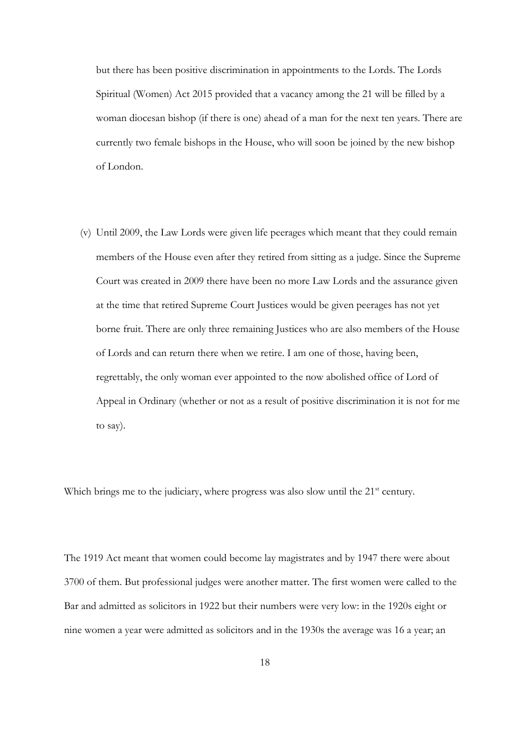but there has been positive discrimination in appointments to the Lords. The Lords Spiritual (Women) Act 2015 provided that a vacancy among the 21 will be filled by a woman diocesan bishop (if there is one) ahead of a man for the next ten years. There are currently two female bishops in the House, who will soon be joined by the new bishop of London.

(v) Until 2009, the Law Lords were given life peerages which meant that they could remain members of the House even after they retired from sitting as a judge. Since the Supreme Court was created in 2009 there have been no more Law Lords and the assurance given at the time that retired Supreme Court Justices would be given peerages has not yet borne fruit. There are only three remaining Justices who are also members of the House of Lords and can return there when we retire. I am one of those, having been, regrettably, the only woman ever appointed to the now abolished office of Lord of Appeal in Ordinary (whether or not as a result of positive discrimination it is not for me to say).

Which brings me to the judiciary, where progress was also slow until the 21st century.

The 1919 Act meant that women could become lay magistrates and by 1947 there were about 3700 of them. But professional judges were another matter. The first women were called to the Bar and admitted as solicitors in 1922 but their numbers were very low: in the 1920s eight or nine women a year were admitted as solicitors and in the 1930s the average was 16 a year; an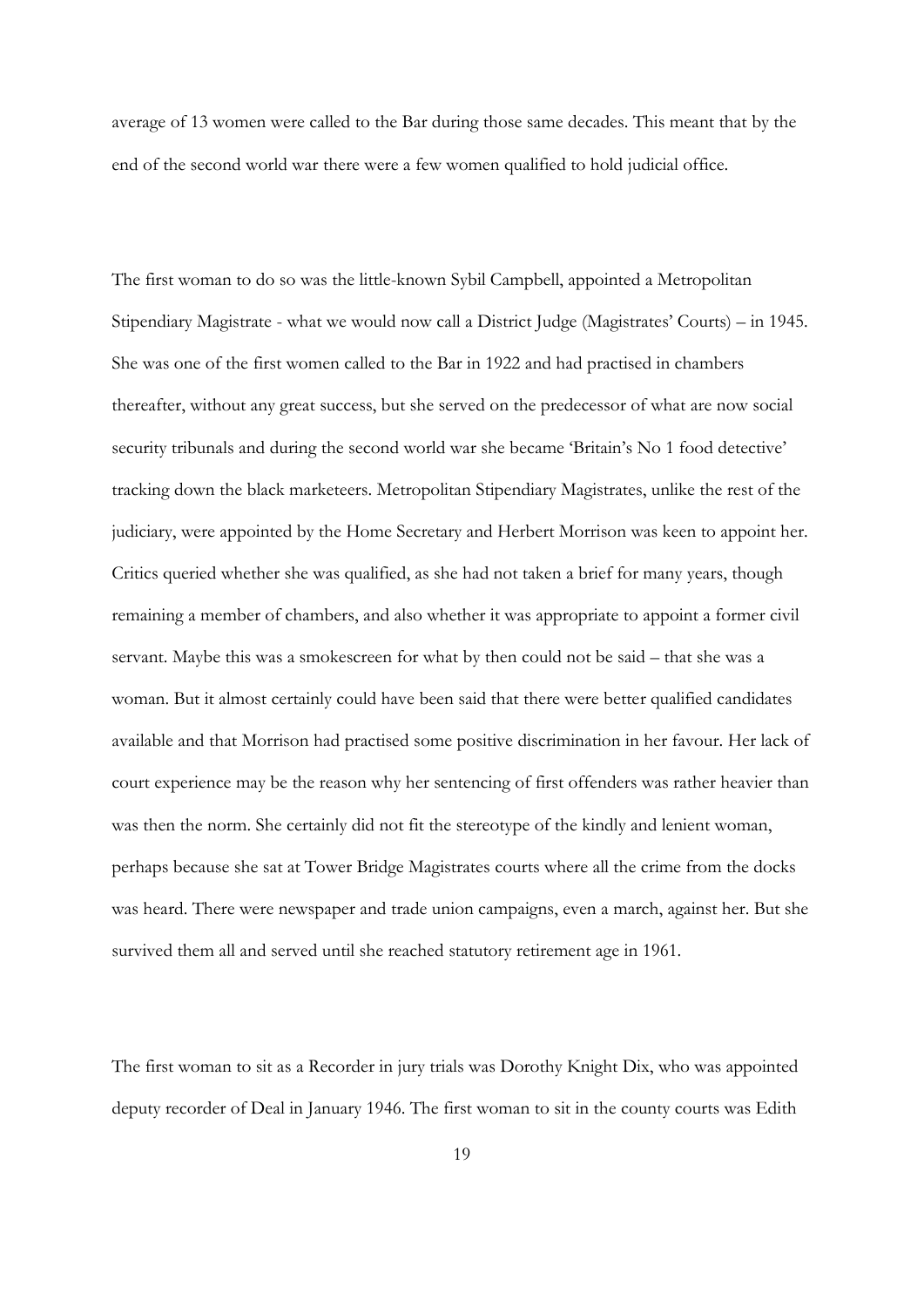average of 13 women were called to the Bar during those same decades. This meant that by the end of the second world war there were a few women qualified to hold judicial office.

The first woman to do so was the little-known Sybil Campbell, appointed a Metropolitan Stipendiary Magistrate - what we would now call a District Judge (Magistrates' Courts) – in 1945. She was one of the first women called to the Bar in 1922 and had practised in chambers thereafter, without any great success, but she served on the predecessor of what are now social security tribunals and during the second world war she became 'Britain's No 1 food detective' tracking down the black marketeers. Metropolitan Stipendiary Magistrates, unlike the rest of the judiciary, were appointed by the Home Secretary and Herbert Morrison was keen to appoint her. Critics queried whether she was qualified, as she had not taken a brief for many years, though remaining a member of chambers, and also whether it was appropriate to appoint a former civil servant. Maybe this was a smokescreen for what by then could not be said – that she was a woman. But it almost certainly could have been said that there were better qualified candidates available and that Morrison had practised some positive discrimination in her favour. Her lack of court experience may be the reason why her sentencing of first offenders was rather heavier than was then the norm. She certainly did not fit the stereotype of the kindly and lenient woman, perhaps because she sat at Tower Bridge Magistrates courts where all the crime from the docks was heard. There were newspaper and trade union campaigns, even a march, against her. But she survived them all and served until she reached statutory retirement age in 1961.

The first woman to sit as a Recorder in jury trials was Dorothy Knight Dix, who was appointed deputy recorder of Deal in January 1946. The first woman to sit in the county courts was Edith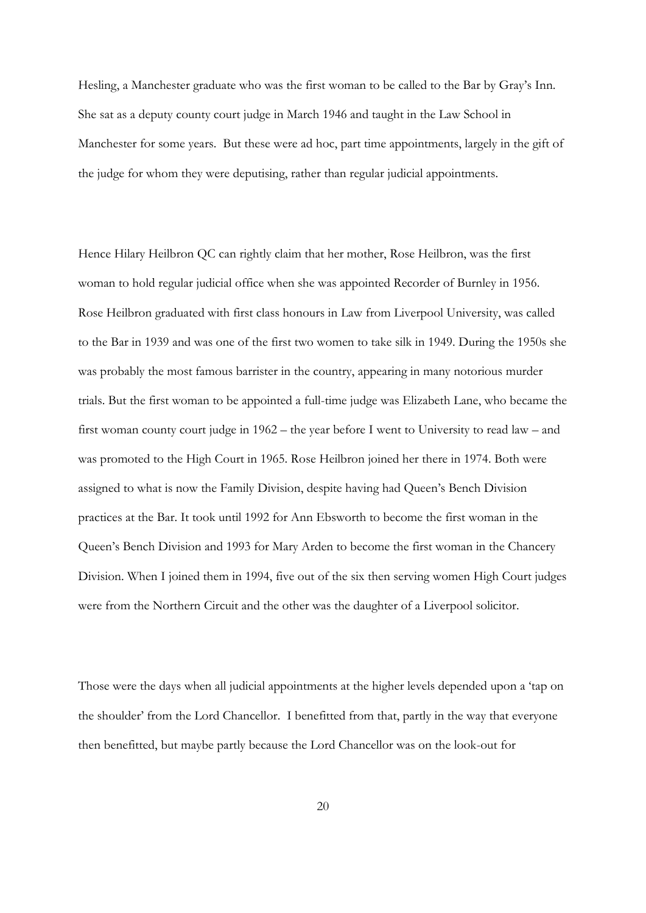Hesling, a Manchester graduate who was the first woman to be called to the Bar by Gray's Inn. She sat as a deputy county court judge in March 1946 and taught in the Law School in Manchester for some years. But these were ad hoc, part time appointments, largely in the gift of the judge for whom they were deputising, rather than regular judicial appointments.

Hence Hilary Heilbron QC can rightly claim that her mother, Rose Heilbron, was the first woman to hold regular judicial office when she was appointed Recorder of Burnley in 1956. Rose Heilbron graduated with first class honours in Law from Liverpool University, was called to the Bar in 1939 and was one of the first two women to take silk in 1949. During the 1950s she was probably the most famous barrister in the country, appearing in many notorious murder trials. But the first woman to be appointed a full-time judge was Elizabeth Lane, who became the first woman county court judge in 1962 – the year before I went to University to read law – and was promoted to the High Court in 1965. Rose Heilbron joined her there in 1974. Both were assigned to what is now the Family Division, despite having had Queen's Bench Division practices at the Bar. It took until 1992 for Ann Ebsworth to become the first woman in the Queen's Bench Division and 1993 for Mary Arden to become the first woman in the Chancery Division. When I joined them in 1994, five out of the six then serving women High Court judges were from the Northern Circuit and the other was the daughter of a Liverpool solicitor.

Those were the days when all judicial appointments at the higher levels depended upon a 'tap on the shoulder' from the Lord Chancellor. I benefitted from that, partly in the way that everyone then benefitted, but maybe partly because the Lord Chancellor was on the look-out for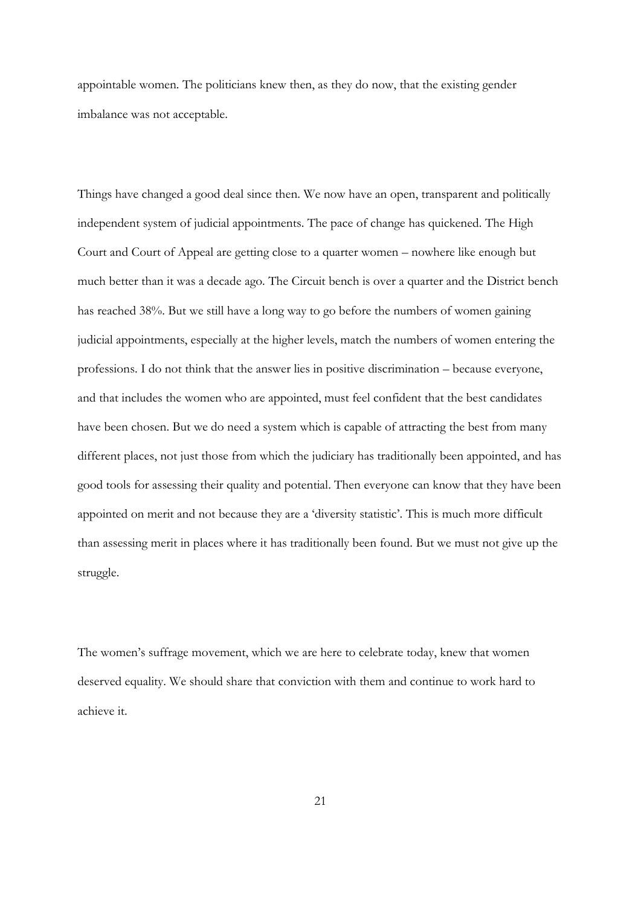appointable women. The politicians knew then, as they do now, that the existing gender imbalance was not acceptable.

Things have changed a good deal since then. We now have an open, transparent and politically independent system of judicial appointments. The pace of change has quickened. The High Court and Court of Appeal are getting close to a quarter women – nowhere like enough but much better than it was a decade ago. The Circuit bench is over a quarter and the District bench has reached 38%. But we still have a long way to go before the numbers of women gaining judicial appointments, especially at the higher levels, match the numbers of women entering the professions. I do not think that the answer lies in positive discrimination – because everyone, and that includes the women who are appointed, must feel confident that the best candidates have been chosen. But we do need a system which is capable of attracting the best from many different places, not just those from which the judiciary has traditionally been appointed, and has good tools for assessing their quality and potential. Then everyone can know that they have been appointed on merit and not because they are a 'diversity statistic'. This is much more difficult than assessing merit in places where it has traditionally been found. But we must not give up the struggle.

The women's suffrage movement, which we are here to celebrate today, knew that women deserved equality. We should share that conviction with them and continue to work hard to achieve it.